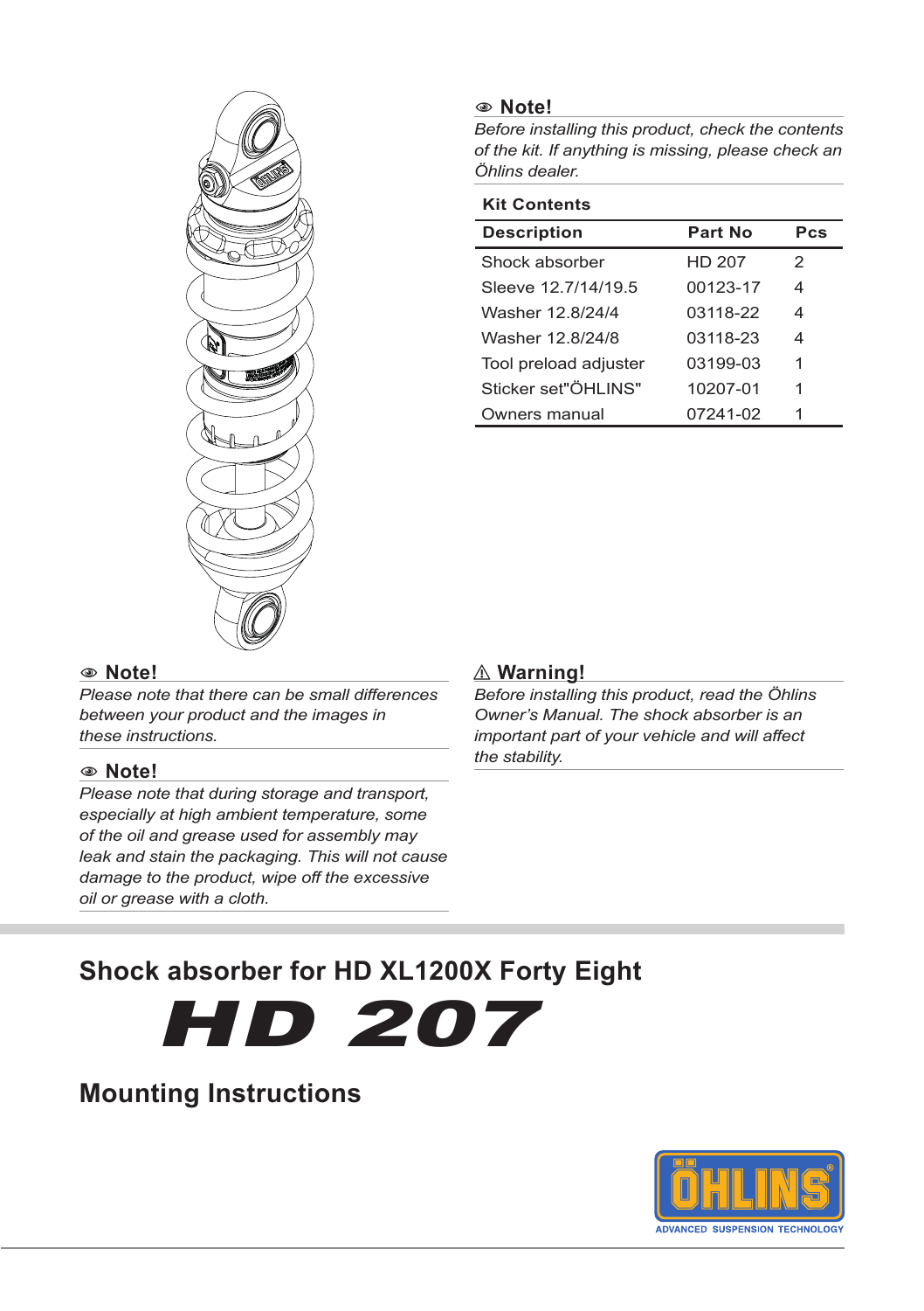## Note!

*Before installing this product, check the contents of the kit. If anything is missing, please check an Öhlins dealer.*

**Kit Contents**

| Description | Part No | Pcs |
|---|---|---|
| Shock absorber | HD 207 | 2 |
| Sleeve 12.7/14/19.5 | 00123-17 | 4 |
| Washer 12.8/24/4 | 03118-22 | 4 |
| Washer 12.8/24/8 | 03118-23 | 4 |
| Tool preload adjuster | 03199-03 | 1 |
| Sticker set"ÖHLINS" | 10207-01 | 1 |
| Owners manual | 07241-02 | 1 |

## Note!

*Please note that there can be small differences between your product and the images in these instructions.*

## Note!

*Please note that during storage and transport, especially at high ambient temperature, some of the oil and grease used for assembly may leak and stain the packaging. This will not cause damage to the product, wipe off the excessive oil or grease with a cloth.*

## ⚠ Warning!

*Before installing this product, read the Öhlins Owner's Manual. The shock absorber is an important part of your vehicle and will affect the stability.*

# Shock absorber for HD XL1200X Forty Eight

# HD 207

## Mounting Instructions

ÖHLINS
ADVANCED SUSPENSION TECHNOLOGY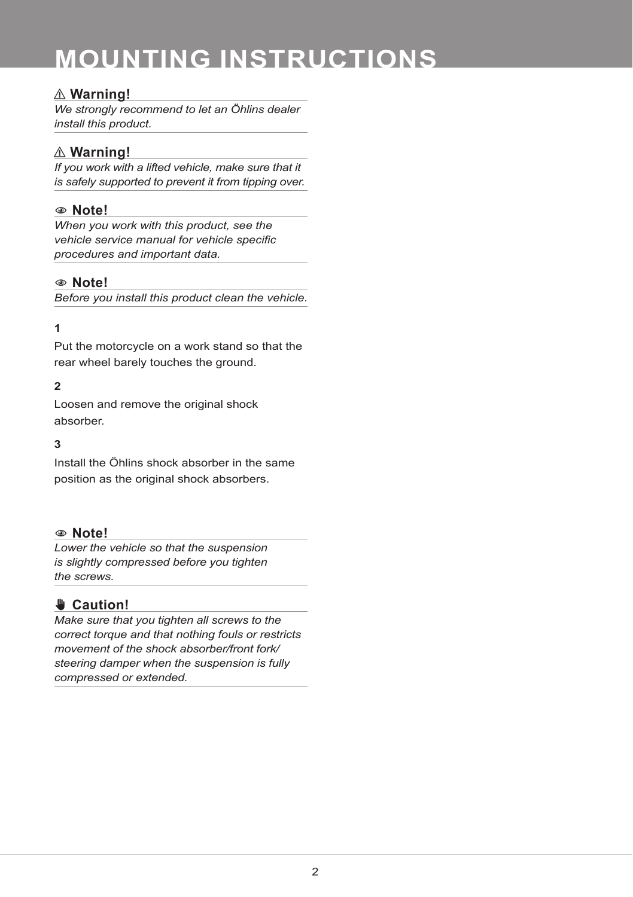# MOUNTING INSTRUCTIONS

⚠ **Warning!**

*We strongly recommend to let an Öhlins dealer install this product.*

⚠ **Warning!**

*If you work with a lifted vehicle, make sure that it is safely supported to prevent it from tipping over.*

**Note!**

*When you work with this product, see the vehicle service manual for vehicle specific procedures and important data.*

**Note!**

*Before you install this product clean the vehicle.*

**1**

Put the motorcycle on a work stand so that the rear wheel barely touches the ground.

**2**

Loosen and remove the original shock absorber.

**3**

Install the Öhlins shock absorber in the same position as the original shock absorbers.

**Note!**

*Lower the vehicle so that the suspension is slightly compressed before you tighten the screws.*

**Caution!**

*Make sure that you tighten all screws to the correct torque and that nothing fouls or restricts movement of the shock absorber/front fork/steering damper when the suspension is fully compressed or extended.*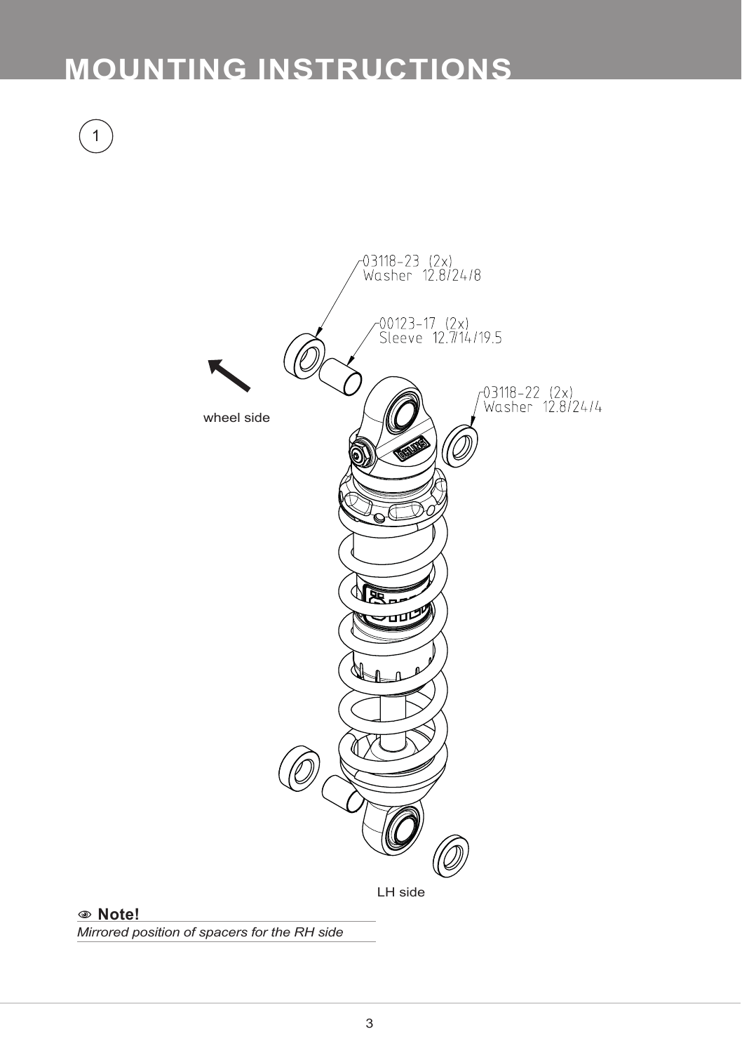# MOUNTING INSTRUCTIONS

1

03118-23 (2x)
Washer 12.8/24/8

00123-17 (2x)
Sleeve 12.7/14/19.5

03118-22 (2x)
Washer 12.8/24/4

wheel side

LH side

**Note!**

*Mirrored position of spacers for the RH side*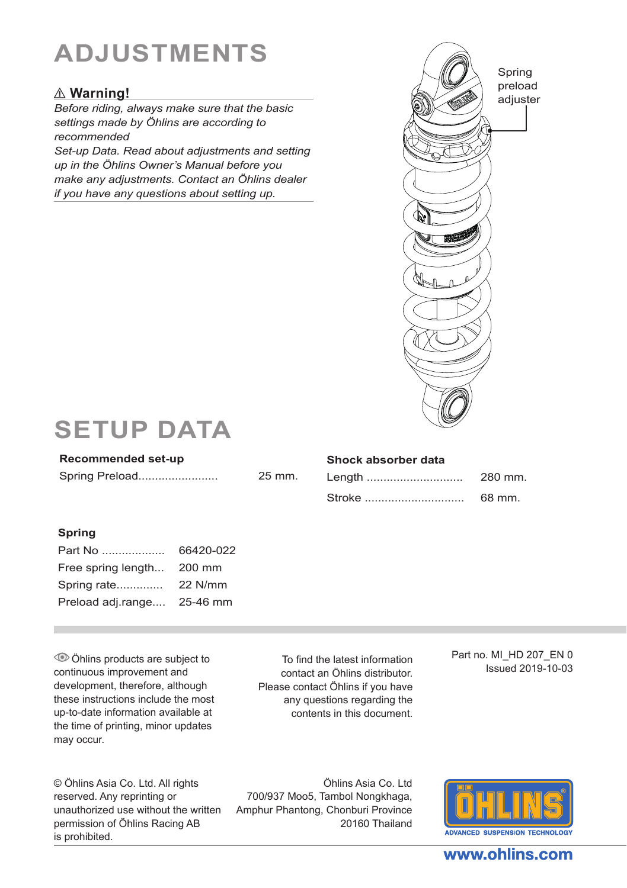# ADJUSTMENTS

### ⚠ Warning!

*Before riding, always make sure that the basic settings made by Öhlins are according to recommended Set-up Data. Read about adjustments and setting up in the Öhlins Owner's Manual before you make any adjustments. Contact an Öhlins dealer if you have any questions about setting up.*

Spring preload adjuster

# SETUP DATA

**Recommended set-up**

| | |
|---|---|
| Spring Preload........................ | 25 mm. |

**Shock absorber data**

| | |
|---|---|
| Length ............................. | 280 mm. |
| Stroke .............................. | 68 mm. |

**Spring**

| | |
|---|---|
| Part No .................. | 66420-022 |
| Free spring length... | 200 mm |
| Spring rate............. | 22 N/mm |
| Preload adj.range.... | 25-46 mm |

Öhlins products are subject to continuous improvement and development, therefore, although these instructions include the most up-to-date information available at the time of printing, minor updates may occur.

To find the latest information contact an Öhlins distributor. Please contact Öhlins if you have any questions regarding the contents in this document.

Part no. MI_HD 207_EN 0
Issued 2019-10-03

© Öhlins Asia Co. Ltd. All rights reserved. Any reprinting or unauthorized use without the written permission of Öhlins Racing AB is prohibited.

Öhlins Asia Co. Ltd
700/937 Moo5, Tambol Nongkhaga,
Amphur Phantong, Chonburi Province
20160 Thailand

ÖHLINS
ADVANCED SUSPENSION TECHNOLOGY

www.ohlins.com